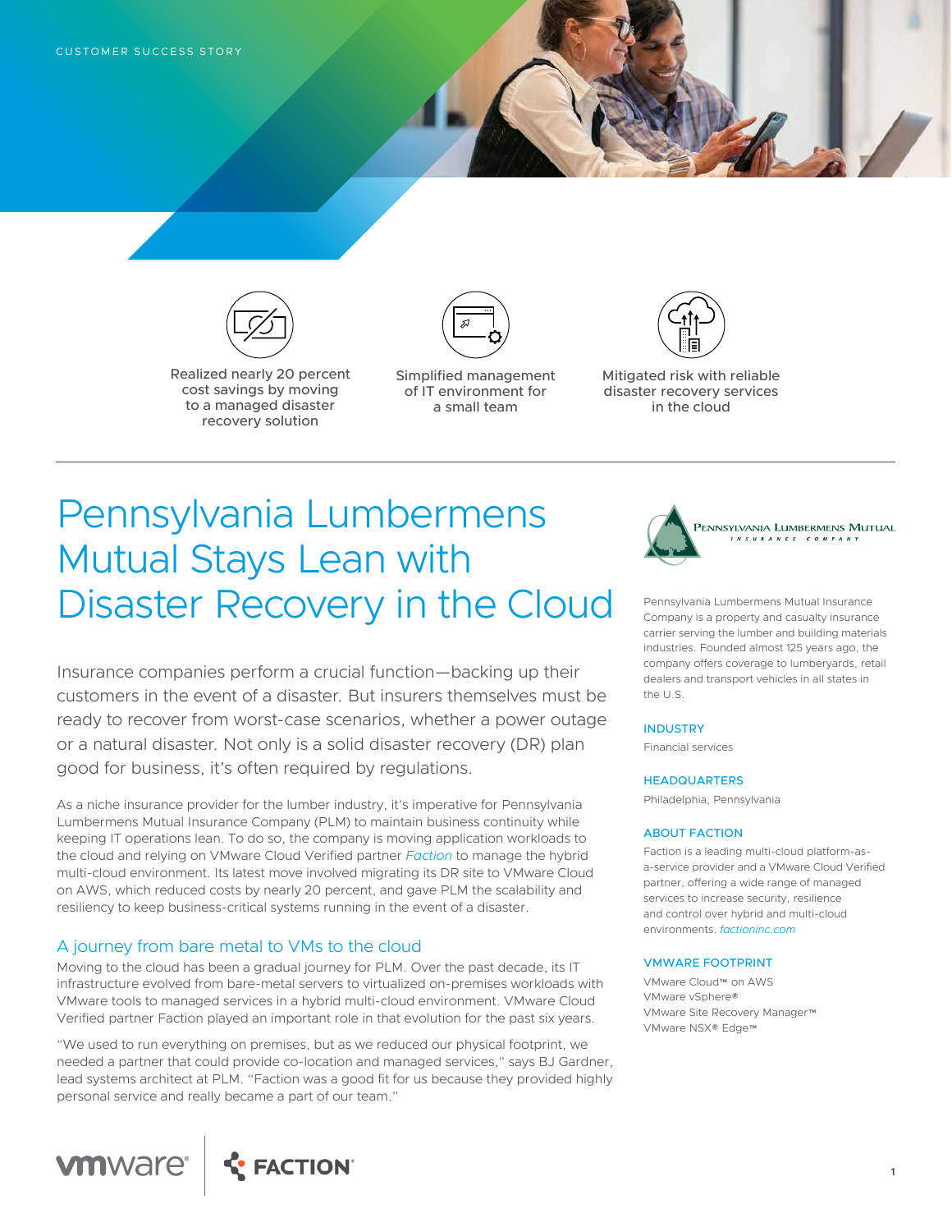CUSTOMER SUCCESS STORY

Realized nearly 20 percent cost savings by moving to a managed disaster recovery solution

Simplified management of IT environment for a small team

Mitigated risk with reliable disaster recovery services in the cloud

# Pennsylvania Lumbermens Mutual Stays Lean with Disaster Recovery in the Cloud

Insurance companies perform a crucial function—backing up their customers in the event of a disaster. But insurers themselves must be ready to recover from worst-case scenarios, whether a power outage or a natural disaster. Not only is a solid disaster recovery (DR) plan good for business, it's often required by regulations.

As a niche insurance provider for the lumber industry, it's imperative for Pennsylvania Lumbermens Mutual Insurance Company (PLM) to maintain business continuity while keeping IT operations lean. To do so, the company is moving application workloads to the cloud and relying on VMware Cloud Verified partner *Faction* to manage the hybrid multi-cloud environment. Its latest move involved migrating its DR site to VMware Cloud on AWS, which reduced costs by nearly 20 percent, and gave PLM the scalability and resiliency to keep business-critical systems running in the event of a disaster.

## A journey from bare metal to VMs to the cloud

Moving to the cloud has been a gradual journey for PLM. Over the past decade, its IT infrastructure evolved from bare-metal servers to virtualized on-premises workloads with VMware tools to managed services in a hybrid multi-cloud environment. VMware Cloud Verified partner Faction played an important role in that evolution for the past six years.

"We used to run everything on premises, but as we reduced our physical footprint, we needed a partner that could provide co-location and managed services," says BJ Gardner, lead systems architect at PLM. "Faction was a good fit for us because they provided highly personal service and really became a part of our team."

---

Pennsylvania Lumbermens Mutual Insurance Company is a property and casualty insurance carrier serving the lumber and building materials industries. Founded almost 125 years ago, the company offers coverage to lumberyards, retail dealers and transport vehicles in all states in the U.S.

### INDUSTRY

Financial services

### HEADQUARTERS

Philadelphia, Pennsylvania

### ABOUT FACTION

Faction is a leading multi-cloud platform-as-a-service provider and a VMware Cloud Verified partner, offering a wide range of managed services to increase security, resilience and control over hybrid and multi-cloud environments. *factioninc.com*

### VMWARE FOOTPRINT

VMware Cloud™ on AWS
VMware vSphere®
VMware Site Recovery Manager™
VMware NSX® Edge™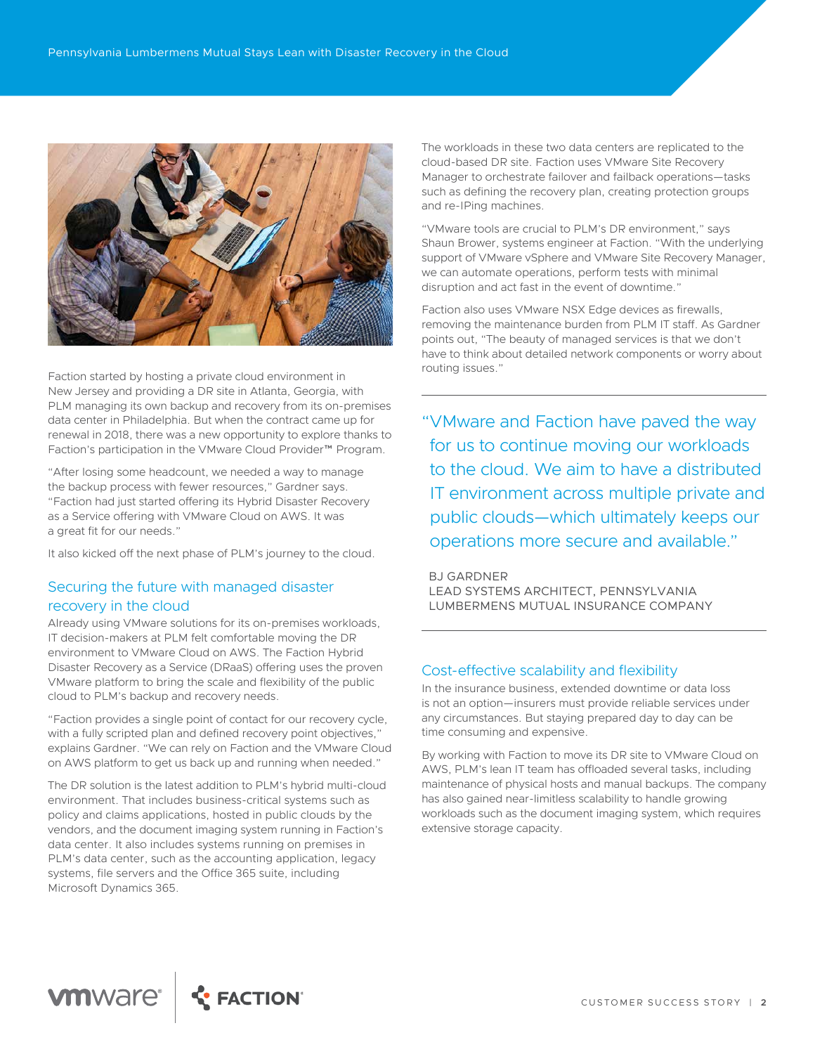Faction started by hosting a private cloud environment in New Jersey and providing a DR site in Atlanta, Georgia, with PLM managing its own backup and recovery from its on-premises data center in Philadelphia. But when the contract came up for renewal in 2018, there was a new opportunity to explore thanks to Faction's participation in the VMware Cloud Provider™ Program.

"After losing some headcount, we needed a way to manage the backup process with fewer resources," Gardner says. "Faction had just started offering its Hybrid Disaster Recovery as a Service offering with VMware Cloud on AWS. It was a great fit for our needs."

It also kicked off the next phase of PLM's journey to the cloud.

## Securing the future with managed disaster recovery in the cloud

Already using VMware solutions for its on-premises workloads, IT decision-makers at PLM felt comfortable moving the DR environment to VMware Cloud on AWS. The Faction Hybrid Disaster Recovery as a Service (DRaaS) offering uses the proven VMware platform to bring the scale and flexibility of the public cloud to PLM's backup and recovery needs.

"Faction provides a single point of contact for our recovery cycle, with a fully scripted plan and defined recovery point objectives," explains Gardner. "We can rely on Faction and the VMware Cloud on AWS platform to get us back up and running when needed."

The DR solution is the latest addition to PLM's hybrid multi-cloud environment. That includes business-critical systems such as policy and claims applications, hosted in public clouds by the vendors, and the document imaging system running in Faction's data center. It also includes systems running on premises in PLM's data center, such as the accounting application, legacy systems, file servers and the Office 365 suite, including Microsoft Dynamics 365.

The workloads in these two data centers are replicated to the cloud-based DR site. Faction uses VMware Site Recovery Manager to orchestrate failover and failback operations—tasks such as defining the recovery plan, creating protection groups and re-IPing machines.

"VMware tools are crucial to PLM's DR environment," says Shaun Brower, systems engineer at Faction. "With the underlying support of VMware vSphere and VMware Site Recovery Manager, we can automate operations, perform tests with minimal disruption and act fast in the event of downtime."

Faction also uses VMware NSX Edge devices as firewalls, removing the maintenance burden from PLM IT staff. As Gardner points out, "The beauty of managed services is that we don't have to think about detailed network components or worry about routing issues."

> "VMware and Faction have paved the way for us to continue moving our workloads to the cloud. We aim to have a distributed IT environment across multiple private and public clouds—which ultimately keeps our operations more secure and available."
>
> BJ GARDNER
> LEAD SYSTEMS ARCHITECT, PENNSYLVANIA LUMBERMENS MUTUAL INSURANCE COMPANY

## Cost-effective scalability and flexibility

In the insurance business, extended downtime or data loss is not an option—insurers must provide reliable services under any circumstances. But staying prepared day to day can be time consuming and expensive.

By working with Faction to move its DR site to VMware Cloud on AWS, PLM's lean IT team has offloaded several tasks, including maintenance of physical hosts and manual backups. The company has also gained near-limitless scalability to handle growing workloads such as the document imaging system, which requires extensive storage capacity.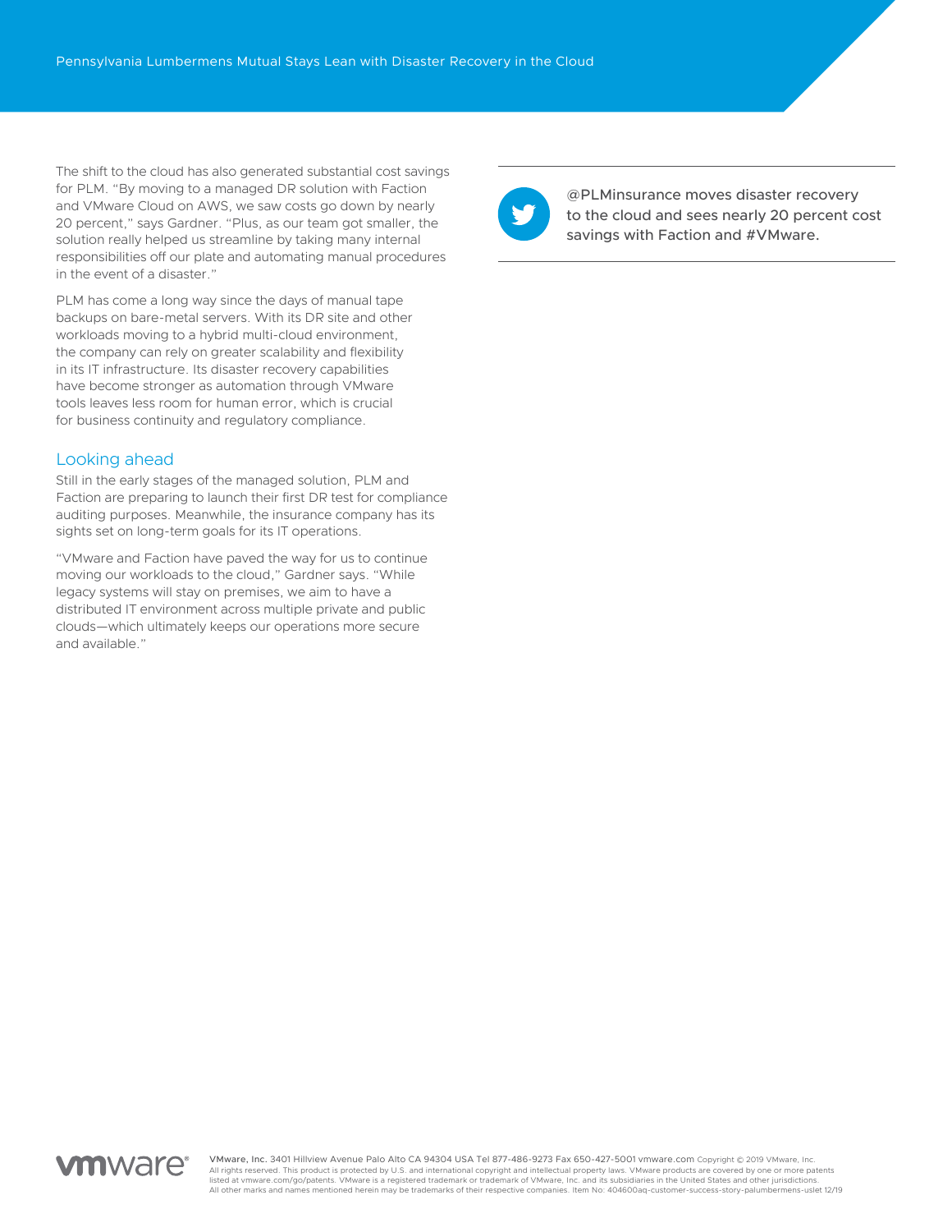The shift to the cloud has also generated substantial cost savings for PLM. "By moving to a managed DR solution with Faction and VMware Cloud on AWS, we saw costs go down by nearly 20 percent," says Gardner. "Plus, as our team got smaller, the solution really helped us streamline by taking many internal responsibilities off our plate and automating manual procedures in the event of a disaster."

PLM has come a long way since the days of manual tape backups on bare-metal servers. With its DR site and other workloads moving to a hybrid multi-cloud environment, the company can rely on greater scalability and flexibility in its IT infrastructure. Its disaster recovery capabilities have become stronger as automation through VMware tools leaves less room for human error, which is crucial for business continuity and regulatory compliance.

## Looking ahead

Still in the early stages of the managed solution, PLM and Faction are preparing to launch their first DR test for compliance auditing purposes. Meanwhile, the insurance company has its sights set on long-term goals for its IT operations.

"VMware and Faction have paved the way for us to continue moving our workloads to the cloud," Gardner says. "While legacy systems will stay on premises, we aim to have a distributed IT environment across multiple private and public clouds—which ultimately keeps our operations more secure and available."

@PLMinsurance moves disaster recovery to the cloud and sees nearly 20 percent cost savings with Faction and #VMware.

VMware, Inc. 3401 Hillview Avenue Palo Alto CA 94304 USA Tel 877-486-9273 Fax 650-427-5001 vmware.com Copyright © 2019 VMware, Inc. All rights reserved. This product is protected by U.S. and international copyright and intellectual property laws. VMware products are covered by one or more patents listed at vmware.com/go/patents. VMware is a registered trademark or trademark of VMware, Inc. and its subsidiaries in the United States and other jurisdictions. All other marks and names mentioned herein may be trademarks of their respective companies. Item No: 404600aq-customer-success-story-palumbermens-uslet 12/19